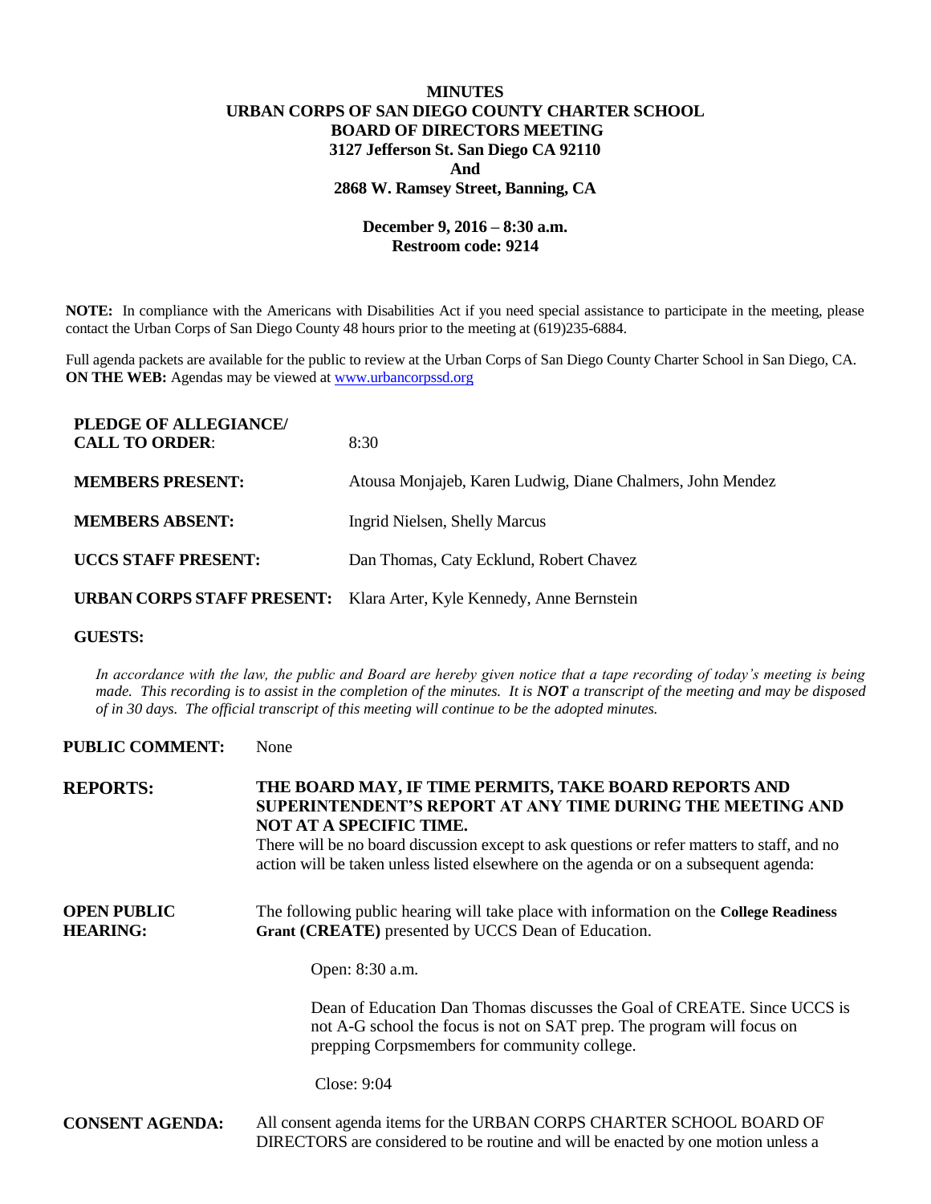# MINUTES
## URBAN CORPS OF SAN DIEGO COUNTY CHARTER SCHOOL
## BOARD OF DIRECTORS MEETING
**3127 Jefferson St. San Diego CA 92110**
**And**
**2868 W. Ramsey Street, Banning, CA**

**December 9, 2016 – 8:30 a.m.**
**Restroom code: 9214**

**NOTE:** In compliance with the Americans with Disabilities Act if you need special assistance to participate in the meeting, please contact the Urban Corps of San Diego County 48 hours prior to the meeting at (619)235-6884.

Full agenda packets are available for the public to review at the Urban Corps of San Diego County Charter School in San Diego, CA. **ON THE WEB:** Agendas may be viewed at www.urbancorpssd.org

**PLEDGE OF ALLEGIANCE/ CALL TO ORDER**: 8:30

**MEMBERS PRESENT:** Atousa Monjajeb, Karen Ludwig, Diane Chalmers, John Mendez

**MEMBERS ABSENT:** Ingrid Nielsen, Shelly Marcus

**UCCS STAFF PRESENT:** Dan Thomas, Caty Ecklund, Robert Chavez

**URBAN CORPS STAFF PRESENT:** Klara Arter, Kyle Kennedy, Anne Bernstein

**GUESTS:**

*In accordance with the law, the public and Board are hereby given notice that a tape recording of today's meeting is being made. This recording is to assist in the completion of the minutes. It is **NOT** a transcript of the meeting and may be disposed of in 30 days. The official transcript of this meeting will continue to be the adopted minutes.*

**PUBLIC COMMENT:** None

**REPORTS:** **THE BOARD MAY, IF TIME PERMITS, TAKE BOARD REPORTS AND SUPERINTENDENT'S REPORT AT ANY TIME DURING THE MEETING AND NOT AT A SPECIFIC TIME.**
There will be no board discussion except to ask questions or refer matters to staff, and no action will be taken unless listed elsewhere on the agenda or on a subsequent agenda:

**OPEN PUBLIC HEARING:** The following public hearing will take place with information on the **College Readiness Grant (CREATE)** presented by UCCS Dean of Education.

Open: 8:30 a.m.

Dean of Education Dan Thomas discusses the Goal of CREATE. Since UCCS is not A-G school the focus is not on SAT prep. The program will focus on prepping Corpsmembers for community college.

Close: 9:04

**CONSENT AGENDA:** All consent agenda items for the URBAN CORPS CHARTER SCHOOL BOARD OF DIRECTORS are considered to be routine and will be enacted by one motion unless a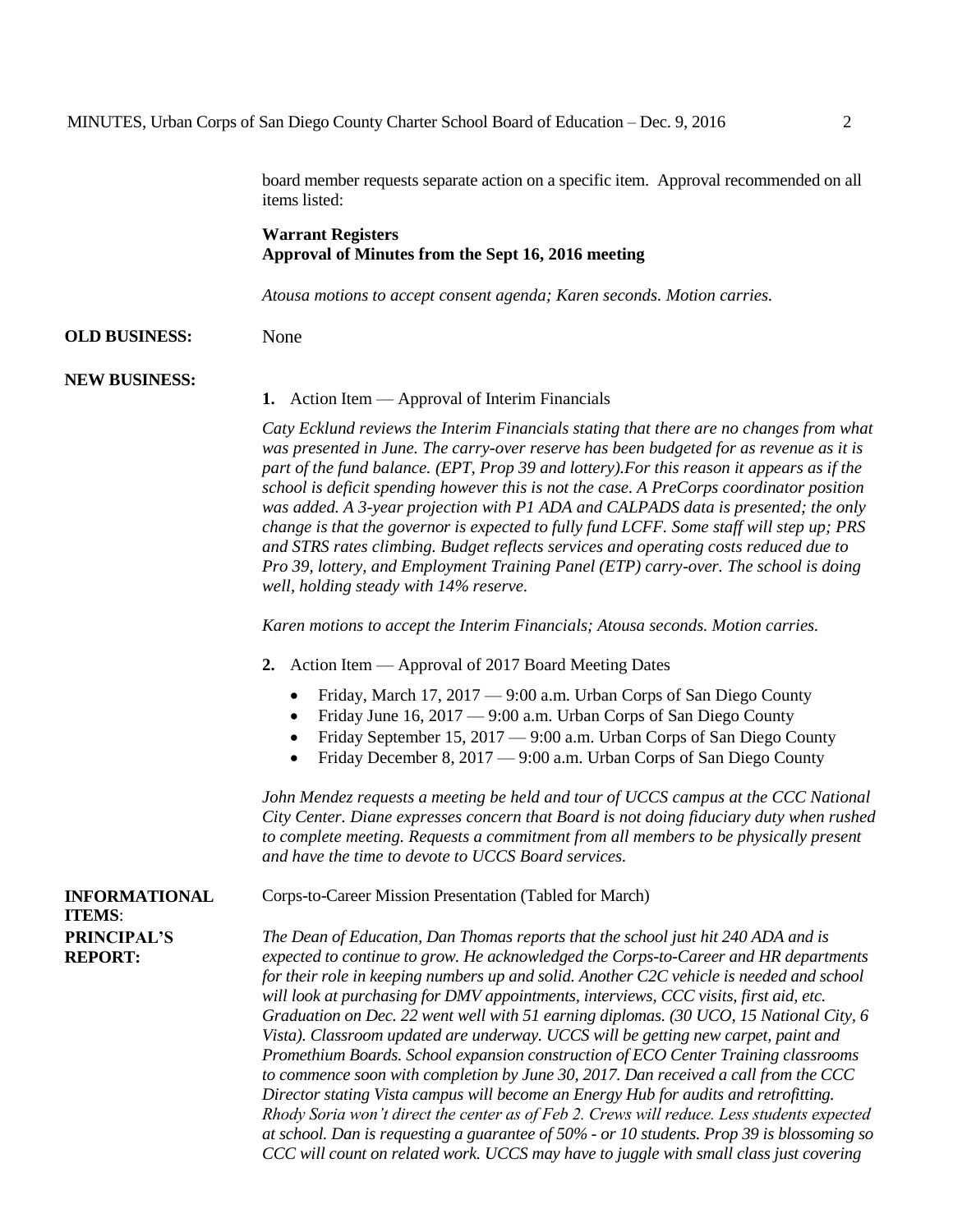board member requests separate action on a specific item. Approval recommended on all items listed:

**Warrant Registers**
**Approval of Minutes from the Sept 16, 2016 meeting**

*Atousa motions to accept consent agenda; Karen seconds. Motion carries.*

**OLD BUSINESS:** None

**NEW BUSINESS:**

**1.** Action Item — Approval of Interim Financials

*Caty Ecklund reviews the Interim Financials stating that there are no changes from what was presented in June. The carry-over reserve has been budgeted for as revenue as it is part of the fund balance. (EPT, Prop 39 and lottery).For this reason it appears as if the school is deficit spending however this is not the case. A PreCorps coordinator position was added. A 3-year projection with P1 ADA and CALPADS data is presented; the only change is that the governor is expected to fully fund LCFF. Some staff will step up; PRS and STRS rates climbing. Budget reflects services and operating costs reduced due to Pro 39, lottery, and Employment Training Panel (ETP) carry-over. The school is doing well, holding steady with 14% reserve.*

*Karen motions to accept the Interim Financials; Atousa seconds. Motion carries.*

**2.** Action Item — Approval of 2017 Board Meeting Dates

- Friday, March 17, 2017 — 9:00 a.m. Urban Corps of San Diego County
- Friday June 16, 2017 — 9:00 a.m. Urban Corps of San Diego County
- Friday September 15, 2017 — 9:00 a.m. Urban Corps of San Diego County
- Friday December 8, 2017 — 9:00 a.m. Urban Corps of San Diego County

*John Mendez requests a meeting be held and tour of UCCS campus at the CCC National City Center. Diane expresses concern that Board is not doing fiduciary duty when rushed to complete meeting. Requests a commitment from all members to be physically present and have the time to devote to UCCS Board services.*

**INFORMATIONAL ITEMS**: Corps-to-Career Mission Presentation (Tabled for March)

**PRINCIPAL'S REPORT:** *The Dean of Education, Dan Thomas reports that the school just hit 240 ADA and is expected to continue to grow. He acknowledged the Corps-to-Career and HR departments for their role in keeping numbers up and solid. Another C2C vehicle is needed and school will look at purchasing for DMV appointments, interviews, CCC visits, first aid, etc. Graduation on Dec. 22 went well with 51 earning diplomas. (30 UCO, 15 National City, 6 Vista). Classroom updated are underway. UCCS will be getting new carpet, paint and Promethium Boards. School expansion construction of ECO Center Training classrooms to commence soon with completion by June 30, 2017. Dan received a call from the CCC Director stating Vista campus will become an Energy Hub for audits and retrofitting. Rhody Soria won't direct the center as of Feb 2. Crews will reduce. Less students expected at school. Dan is requesting a guarantee of 50% - or 10 students. Prop 39 is blossoming so CCC will count on related work. UCCS may have to juggle with small class just covering*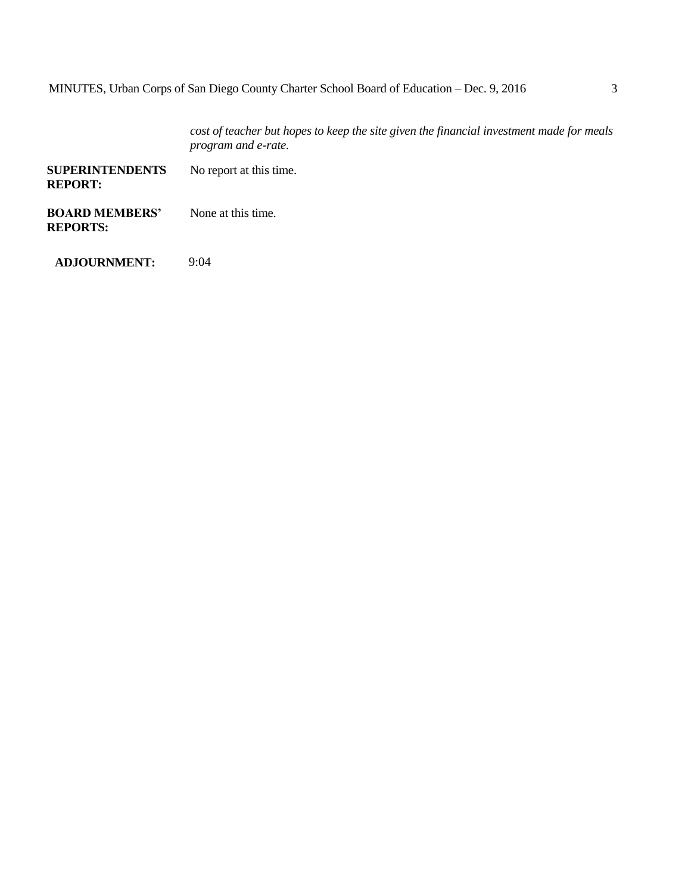*cost of teacher but hopes to keep the site given the financial investment made for meals program and e-rate.*

**SUPERINTENDENTS REPORT:** No report at this time.

**BOARD MEMBERS' REPORTS:** None at this time.

**ADJOURNMENT:** 9:04